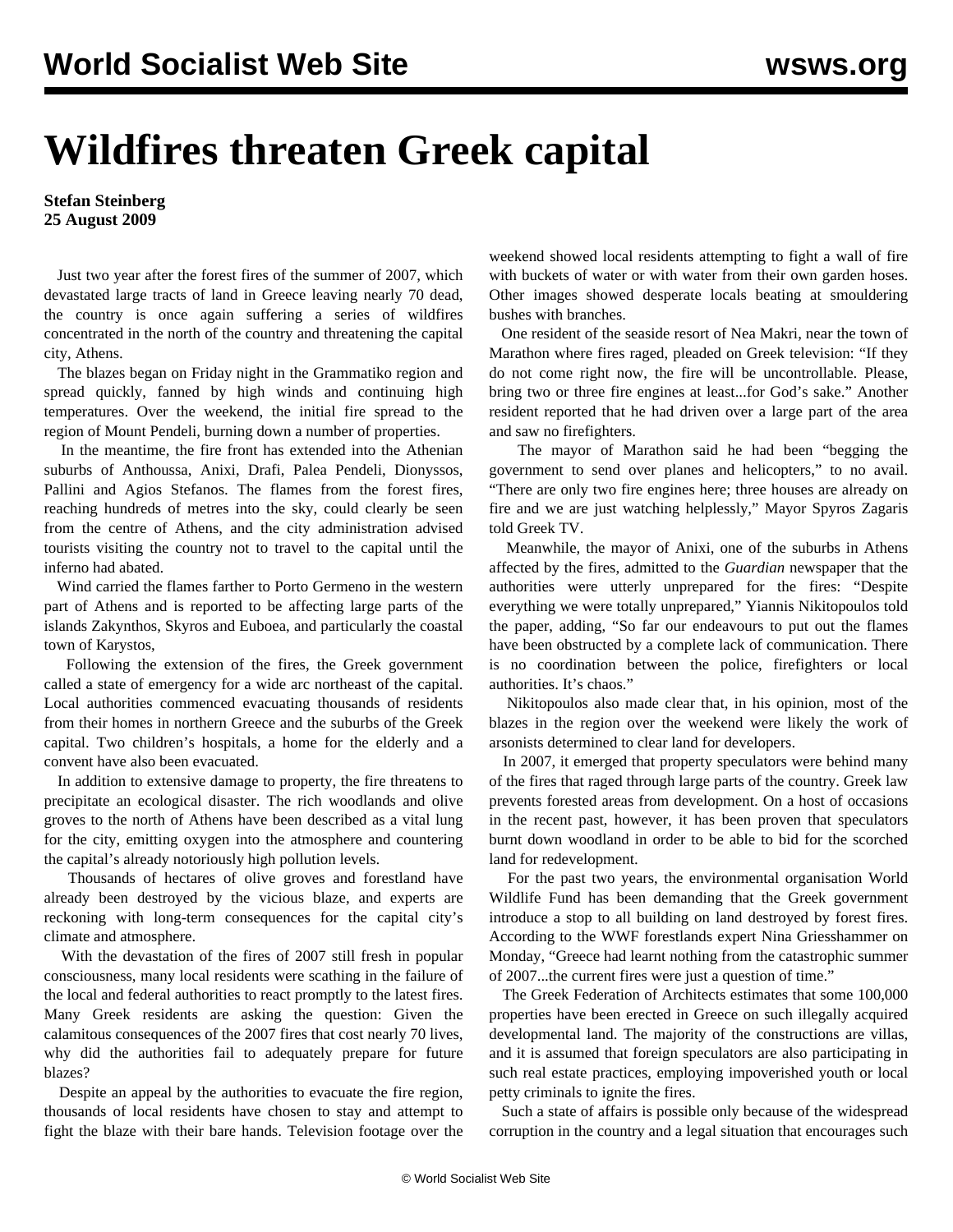# Wildfires threaten Greek capital

**Stefan Steinberg**
**25 August 2009**

Just two year after the forest fires of the summer of 2007, which devastated large tracts of land in Greece leaving nearly 70 dead, the country is once again suffering a series of wildfires concentrated in the north of the country and threatening the capital city, Athens.

The blazes began on Friday night in the Grammatiko region and spread quickly, fanned by high winds and continuing high temperatures. Over the weekend, the initial fire spread to the region of Mount Pendeli, burning down a number of properties.

In the meantime, the fire front has extended into the Athenian suburbs of Anthoussa, Anixi, Drafi, Palea Pendeli, Dionyssos, Pallini and Agios Stefanos. The flames from the forest fires, reaching hundreds of metres into the sky, could clearly be seen from the centre of Athens, and the city administration advised tourists visiting the country not to travel to the capital until the inferno had abated.

Wind carried the flames farther to Porto Germeno in the western part of Athens and is reported to be affecting large parts of the islands Zakynthos, Skyros and Euboea, and particularly the coastal town of Karystos,

Following the extension of the fires, the Greek government called a state of emergency for a wide arc northeast of the capital. Local authorities commenced evacuating thousands of residents from their homes in northern Greece and the suburbs of the Greek capital. Two children's hospitals, a home for the elderly and a convent have also been evacuated.

In addition to extensive damage to property, the fire threatens to precipitate an ecological disaster. The rich woodlands and olive groves to the north of Athens have been described as a vital lung for the city, emitting oxygen into the atmosphere and countering the capital's already notoriously high pollution levels.

Thousands of hectares of olive groves and forestland have already been destroyed by the vicious blaze, and experts are reckoning with long-term consequences for the capital city's climate and atmosphere.

With the devastation of the fires of 2007 still fresh in popular consciousness, many local residents were scathing in the failure of the local and federal authorities to react promptly to the latest fires. Many Greek residents are asking the question: Given the calamitous consequences of the 2007 fires that cost nearly 70 lives, why did the authorities fail to adequately prepare for future blazes?

Despite an appeal by the authorities to evacuate the fire region, thousands of local residents have chosen to stay and attempt to fight the blaze with their bare hands. Television footage over the weekend showed local residents attempting to fight a wall of fire with buckets of water or with water from their own garden hoses. Other images showed desperate locals beating at smouldering bushes with branches.

One resident of the seaside resort of Nea Makri, near the town of Marathon where fires raged, pleaded on Greek television: "If they do not come right now, the fire will be uncontrollable. Please, bring two or three fire engines at least...for God's sake." Another resident reported that he had driven over a large part of the area and saw no firefighters.

The mayor of Marathon said he had been "begging the government to send over planes and helicopters," to no avail. "There are only two fire engines here; three houses are already on fire and we are just watching helplessly," Mayor Spyros Zagaris told Greek TV.

Meanwhile, the mayor of Anixi, one of the suburbs in Athens affected by the fires, admitted to the *Guardian* newspaper that the authorities were utterly unprepared for the fires: "Despite everything we were totally unprepared," Yiannis Nikitopoulos told the paper, adding, "So far our endeavours to put out the flames have been obstructed by a complete lack of communication. There is no coordination between the police, firefighters or local authorities. It's chaos."

Nikitopoulos also made clear that, in his opinion, most of the blazes in the region over the weekend were likely the work of arsonists determined to clear land for developers.

In 2007, it emerged that property speculators were behind many of the fires that raged through large parts of the country. Greek law prevents forested areas from development. On a host of occasions in the recent past, however, it has been proven that speculators burnt down woodland in order to be able to bid for the scorched land for redevelopment.

For the past two years, the environmental organisation World Wildlife Fund has been demanding that the Greek government introduce a stop to all building on land destroyed by forest fires. According to the WWF forestlands expert Nina Griesshammer on Monday, "Greece had learnt nothing from the catastrophic summer of 2007...the current fires were just a question of time."

The Greek Federation of Architects estimates that some 100,000 properties have been erected in Greece on such illegally acquired developmental land. The majority of the constructions are villas, and it is assumed that foreign speculators are also participating in such real estate practices, employing impoverished youth or local petty criminals to ignite the fires.

Such a state of affairs is possible only because of the widespread corruption in the country and a legal situation that encourages such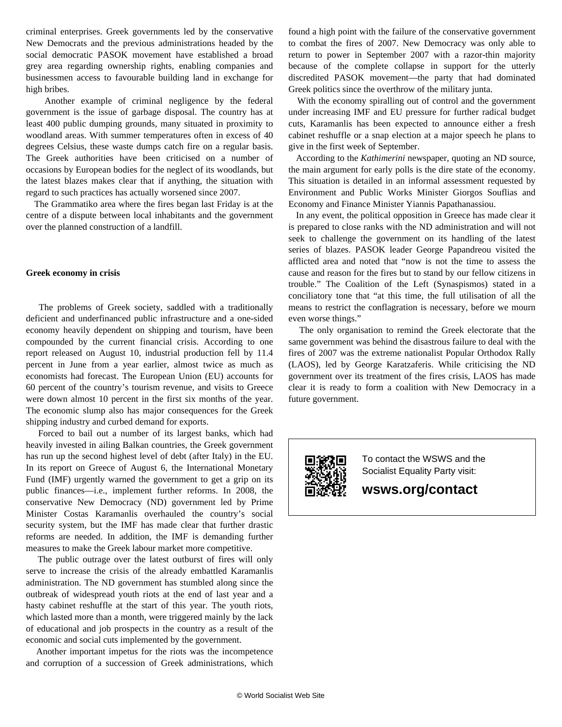criminal enterprises. Greek governments led by the conservative New Democrats and the previous administrations headed by the social democratic PASOK movement have established a broad grey area regarding ownership rights, enabling companies and businessmen access to favourable building land in exchange for high bribes.

Another example of criminal negligence by the federal government is the issue of garbage disposal. The country has at least 400 public dumping grounds, many situated in proximity to woodland areas. With summer temperatures often in excess of 40 degrees Celsius, these waste dumps catch fire on a regular basis. The Greek authorities have been criticised on a number of occasions by European bodies for the neglect of its woodlands, but the latest blazes makes clear that if anything, the situation with regard to such practices has actually worsened since 2007.

The Grammatiko area where the fires began last Friday is at the centre of a dispute between local inhabitants and the government over the planned construction of a landfill.

**Greek economy in crisis**

The problems of Greek society, saddled with a traditionally deficient and underfinanced public infrastructure and a one-sided economy heavily dependent on shipping and tourism, have been compounded by the current financial crisis. According to one report released on August 10, industrial production fell by 11.4 percent in June from a year earlier, almost twice as much as economists had forecast. The European Union (EU) accounts for 60 percent of the country's tourism revenue, and visits to Greece were down almost 10 percent in the first six months of the year. The economic slump also has major consequences for the Greek shipping industry and curbed demand for exports.

Forced to bail out a number of its largest banks, which had heavily invested in ailing Balkan countries, the Greek government has run up the second highest level of debt (after Italy) in the EU. In its report on Greece of August 6, the International Monetary Fund (IMF) urgently warned the government to get a grip on its public finances—i.e., implement further reforms. In 2008, the conservative New Democracy (ND) government led by Prime Minister Costas Karamanlis overhauled the country's social security system, but the IMF has made clear that further drastic reforms are needed. In addition, the IMF is demanding further measures to make the Greek labour market more competitive.

The public outrage over the latest outburst of fires will only serve to increase the crisis of the already embattled Karamanlis administration. The ND government has stumbled along since the outbreak of widespread youth riots at the end of last year and a hasty cabinet reshuffle at the start of this year. The youth riots, which lasted more than a month, were triggered mainly by the lack of educational and job prospects in the country as a result of the economic and social cuts implemented by the government.

Another important impetus for the riots was the incompetence and corruption of a succession of Greek administrations, which found a high point with the failure of the conservative government to combat the fires of 2007. New Democracy was only able to return to power in September 2007 with a razor-thin majority because of the complete collapse in support for the utterly discredited PASOK movement—the party that had dominated Greek politics since the overthrow of the military junta.

With the economy spiralling out of control and the government under increasing IMF and EU pressure for further radical budget cuts, Karamanlis has been expected to announce either a fresh cabinet reshuffle or a snap election at a major speech he plans to give in the first week of September.

According to the *Kathimerini* newspaper, quoting an ND source, the main argument for early polls is the dire state of the economy. This situation is detailed in an informal assessment requested by Environment and Public Works Minister Giorgos Souflias and Economy and Finance Minister Yiannis Papathanassiou.

In any event, the political opposition in Greece has made clear it is prepared to close ranks with the ND administration and will not seek to challenge the government on its handling of the latest series of blazes. PASOK leader George Papandreou visited the afflicted area and noted that "now is not the time to assess the cause and reason for the fires but to stand by our fellow citizens in trouble." The Coalition of the Left (Synaspismos) stated in a conciliatory tone that "at this time, the full utilisation of all the means to restrict the conflagration is necessary, before we mourn even worse things."

The only organisation to remind the Greek electorate that the same government was behind the disastrous failure to deal with the fires of 2007 was the extreme nationalist Popular Orthodox Rally (LAOS), led by George Karatzaferis. While criticising the ND government over its treatment of the fires crisis, LAOS has made clear it is ready to form a coalition with New Democracy in a future government.

To contact the WSWS and the Socialist Equality Party visit:

**wsws.org/contact**